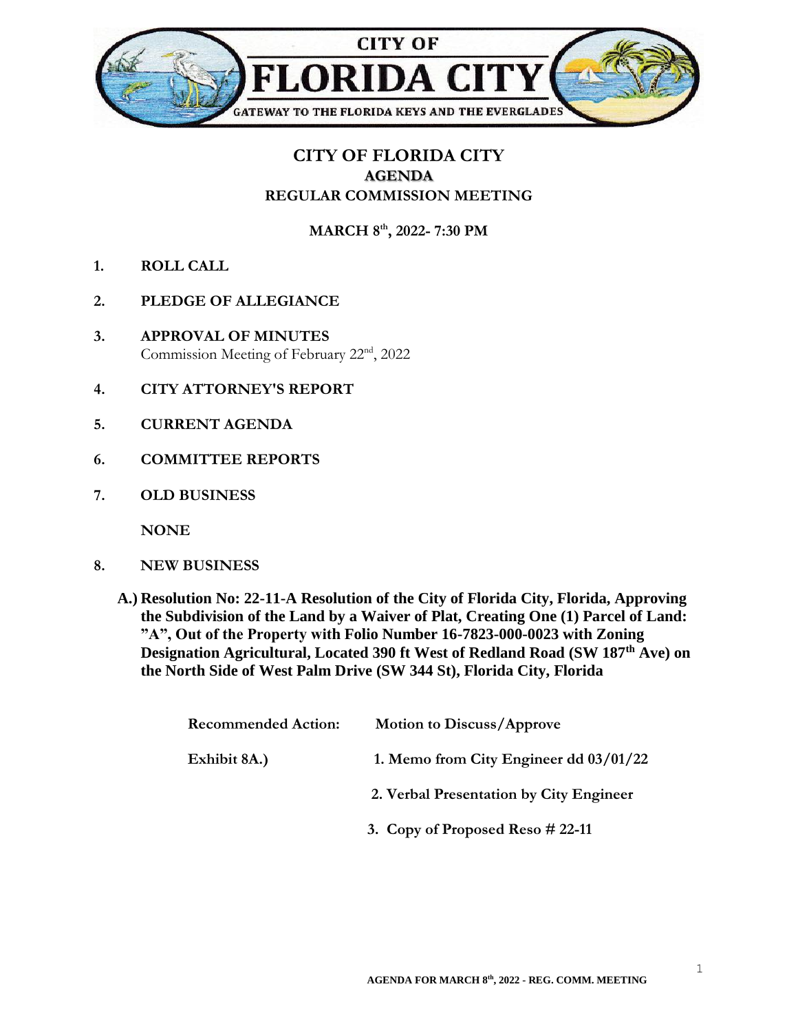CITY OF

FLORIDA CITY

GATEWAY TO THE FLORIDA KEYS AND THE EVERGLADES

# CITY OF FLORIDA CITY

## AGENDA

## REGULAR COMMISSION MEETING

**MARCH 8th, 2022- 7:30 PM**

1. **ROLL CALL**

2. **PLEDGE OF ALLEGIANCE**

3. **APPROVAL OF MINUTES**
   Commission Meeting of February 22nd, 2022

4. **CITY ATTORNEY'S REPORT**

5. **CURRENT AGENDA**

6. **COMMITTEE REPORTS**

7. **OLD BUSINESS**

   **NONE**

8. **NEW BUSINESS**

   **A.) Resolution No: 22-11-A Resolution of the City of Florida City, Florida, Approving the Subdivision of the Land by a Waiver of Plat, Creating One (1) Parcel of Land: "A", Out of the Property with Folio Number 16-7823-000-0023 with Zoning Designation Agricultural, Located 390 ft West of Redland Road (SW 187th Ave) on the North Side of West Palm Drive (SW 344 St), Florida City, Florida**

   **Recommended Action:** **Motion to Discuss/Approve**

   **Exhibit 8A.)**
   1. **Memo from City Engineer dd 03/01/22**
   2. **Verbal Presentation by City Engineer**
   3. **Copy of Proposed Reso # 22-11**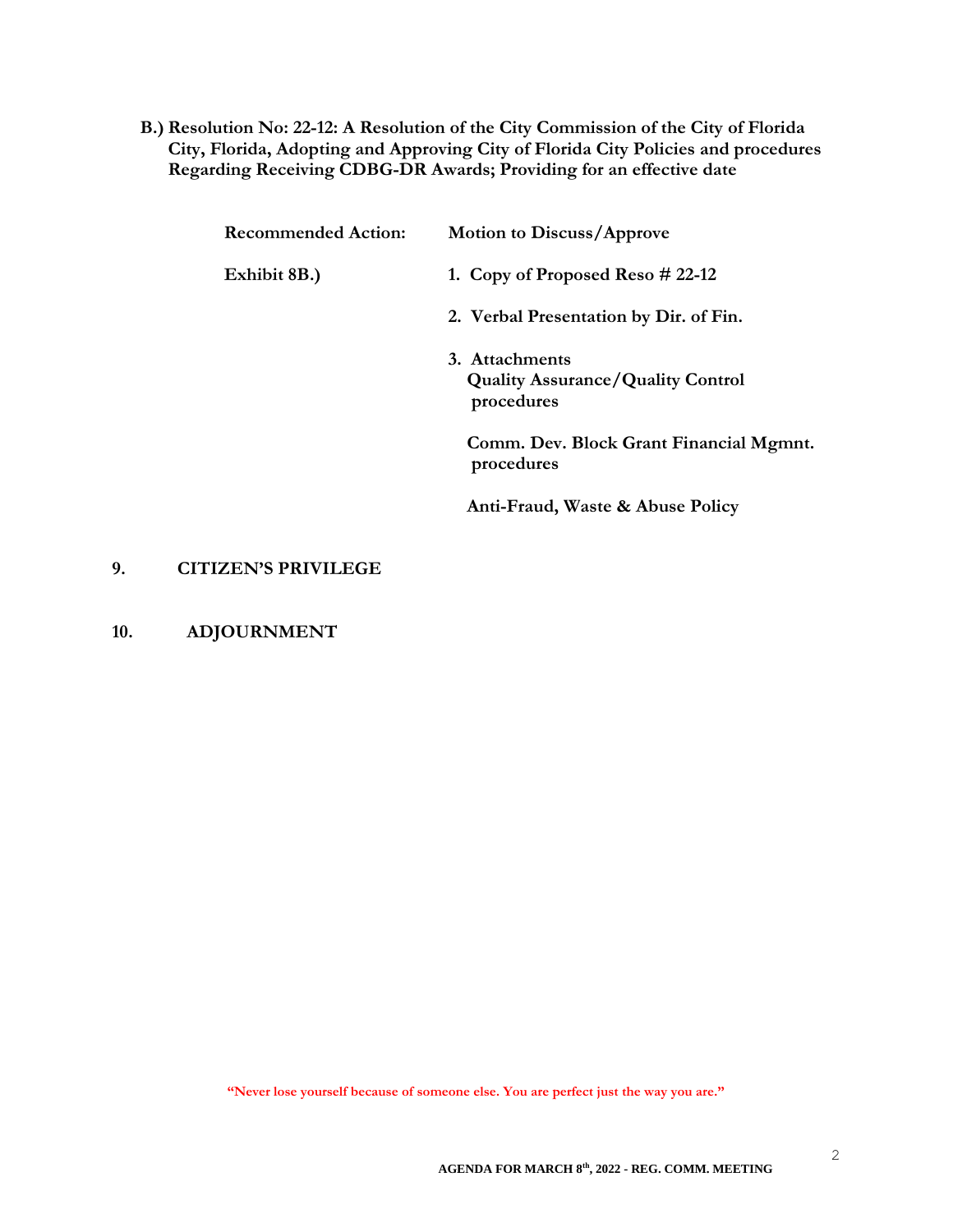**B.) Resolution No: 22-12: A Resolution of the City Commission of the City of Florida City, Florida, Adopting and Approving City of Florida City Policies and procedures Regarding Receiving CDBG-DR Awards; Providing for an effective date**

**Recommended Action:** **Motion to Discuss/Approve**

**Exhibit 8B.)**

1. **Copy of Proposed Reso # 22-12**
2. **Verbal Presentation by Dir. of Fin.**
3. **Attachments**
   **Quality Assurance/Quality Control procedures**

   **Comm. Dev. Block Grant Financial Mgmnt. procedures**

   **Anti-Fraud, Waste & Abuse Policy**

## 9. CITIZEN'S PRIVILEGE

## 10. ADJOURNMENT

**"Never lose yourself because of someone else. You are perfect just the way you are."**